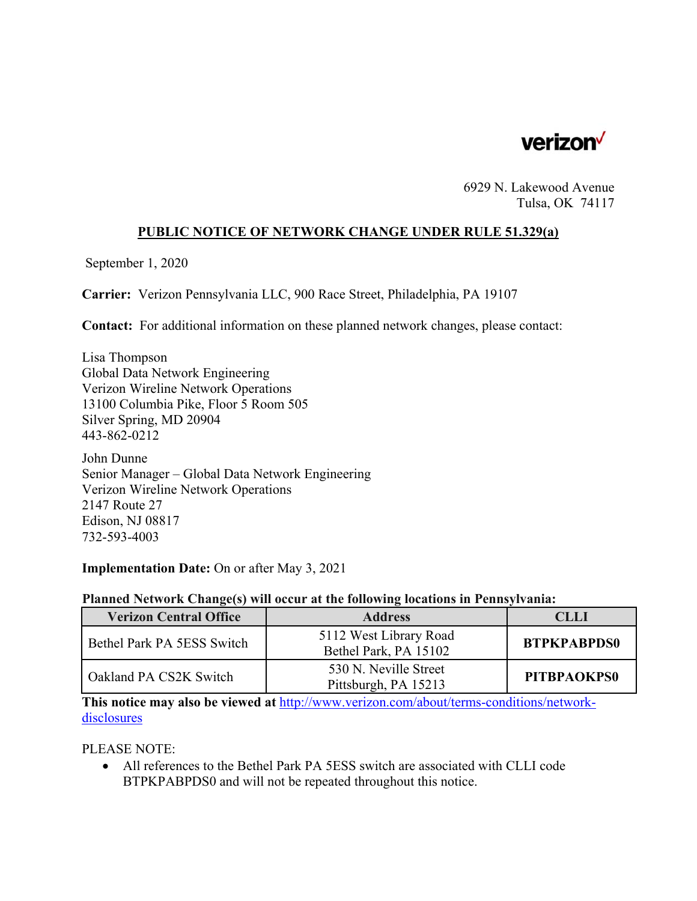verizon

6929 N. Lakewood Avenue
Tulsa, OK 74117

# PUBLIC NOTICE OF NETWORK CHANGE UNDER RULE 51.329(a)

September 1, 2020

**Carrier:** Verizon Pennsylvania LLC, 900 Race Street, Philadelphia, PA 19107

**Contact:** For additional information on these planned network changes, please contact:

Lisa Thompson
Global Data Network Engineering
Verizon Wireline Network Operations
13100 Columbia Pike, Floor 5 Room 505
Silver Spring, MD 20904
443-862-0212

John Dunne
Senior Manager – Global Data Network Engineering
Verizon Wireline Network Operations
2147 Route 27
Edison, NJ 08817
732-593-4003

**Implementation Date:** On or after May 3, 2021

**Planned Network Change(s) will occur at the following locations in Pennsylvania:**

| Verizon Central Office | Address | CLLI |
|---|---|---|
| Bethel Park PA 5ESS Switch | 5112 West Library Road<br>Bethel Park, PA 15102 | **BTPKPABPDS0** |
| Oakland PA CS2K Switch | 530 N. Neville Street<br>Pittsburgh, PA 15213 | **PITBPAOKPS0** |

**This notice may also be viewed at** http://www.verizon.com/about/terms-conditions/network-disclosures

PLEASE NOTE:

- All references to the Bethel Park PA 5ESS switch are associated with CLLI code BTPKPABPDS0 and will not be repeated throughout this notice.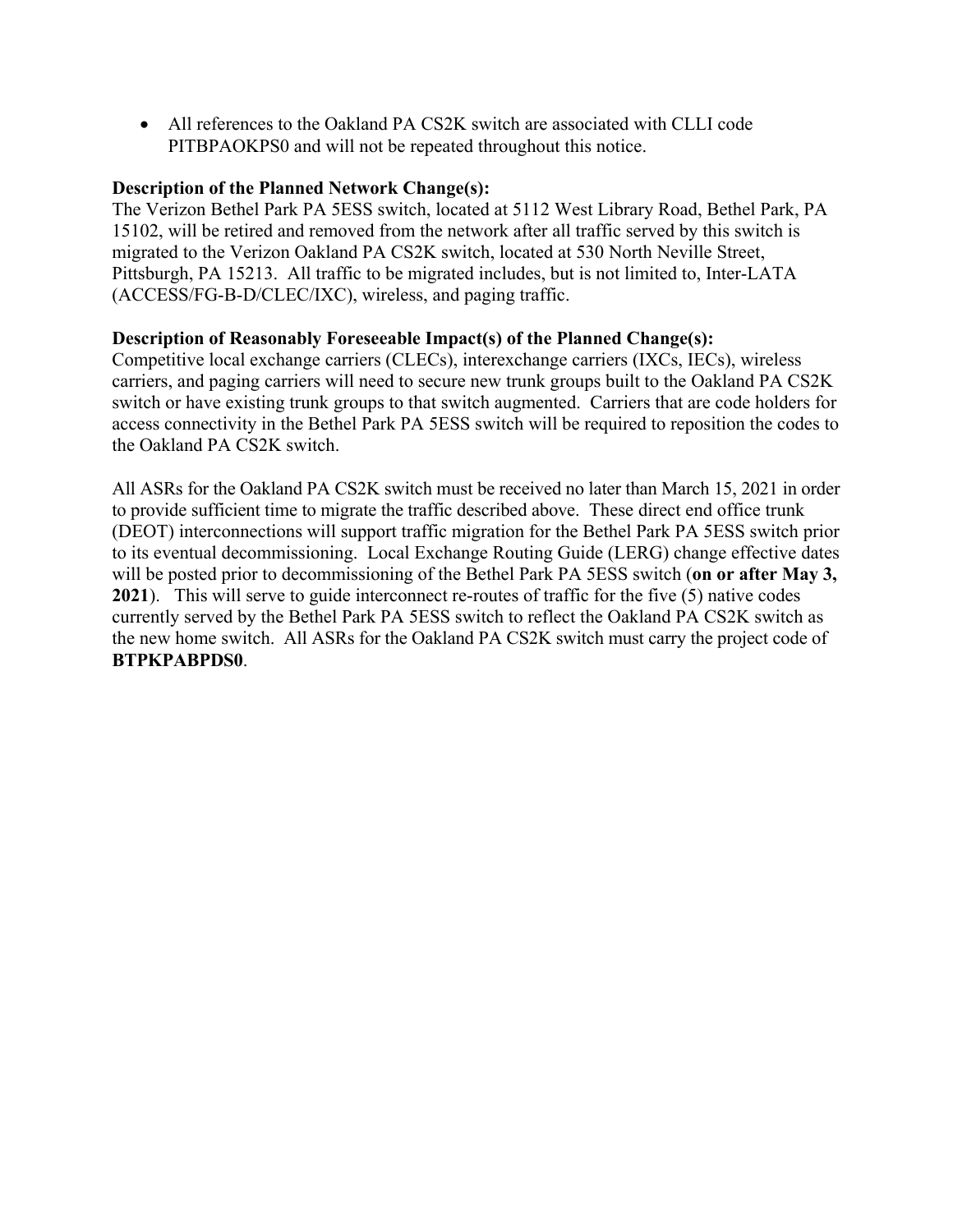- All references to the Oakland PA CS2K switch are associated with CLLI code PITBPAOKPS0 and will not be repeated throughout this notice.

**Description of the Planned Network Change(s):**

The Verizon Bethel Park PA 5ESS switch, located at 5112 West Library Road, Bethel Park, PA 15102, will be retired and removed from the network after all traffic served by this switch is migrated to the Verizon Oakland PA CS2K switch, located at 530 North Neville Street, Pittsburgh, PA 15213. All traffic to be migrated includes, but is not limited to, Inter-LATA (ACCESS/FG-B-D/CLEC/IXC), wireless, and paging traffic.

**Description of Reasonably Foreseeable Impact(s) of the Planned Change(s):**

Competitive local exchange carriers (CLECs), interexchange carriers (IXCs, IECs), wireless carriers, and paging carriers will need to secure new trunk groups built to the Oakland PA CS2K switch or have existing trunk groups to that switch augmented. Carriers that are code holders for access connectivity in the Bethel Park PA 5ESS switch will be required to reposition the codes to the Oakland PA CS2K switch.

All ASRs for the Oakland PA CS2K switch must be received no later than March 15, 2021 in order to provide sufficient time to migrate the traffic described above. These direct end office trunk (DEOT) interconnections will support traffic migration for the Bethel Park PA 5ESS switch prior to its eventual decommissioning. Local Exchange Routing Guide (LERG) change effective dates will be posted prior to decommissioning of the Bethel Park PA 5ESS switch (**on or after May 3, 2021**). This will serve to guide interconnect re-routes of traffic for the five (5) native codes currently served by the Bethel Park PA 5ESS switch to reflect the Oakland PA CS2K switch as the new home switch. All ASRs for the Oakland PA CS2K switch must carry the project code of **BTPKPABPDS0**.